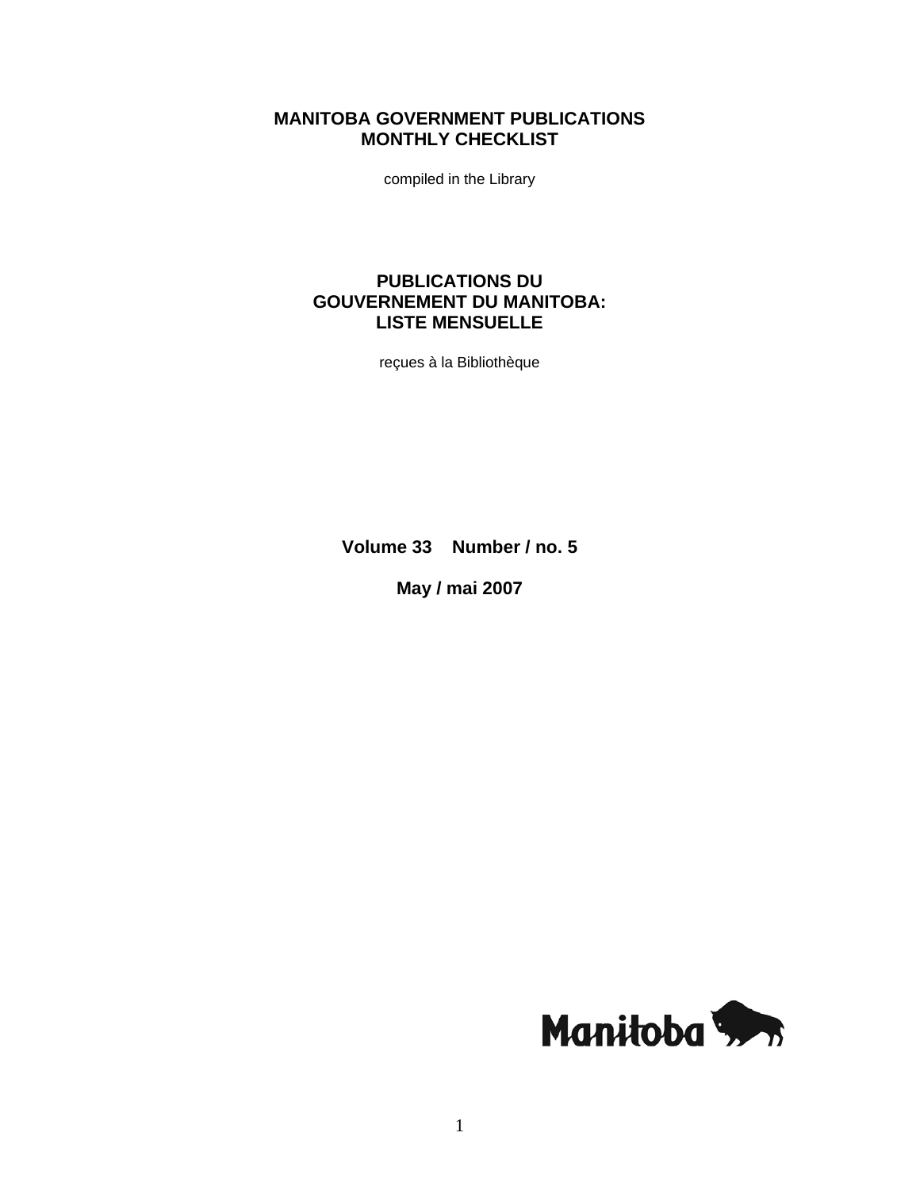# MANITOBA GOVERNMENT PUBLICATIONS MONTHLY CHECKLIST

compiled in the Library

# PUBLICATIONS DU GOUVERNEMENT DU MANITOBA: LISTE MENSUELLE

reçues à la Bibliothèque

**Volume 33 Number / no. 5**

**May / mai 2007**

Manitoba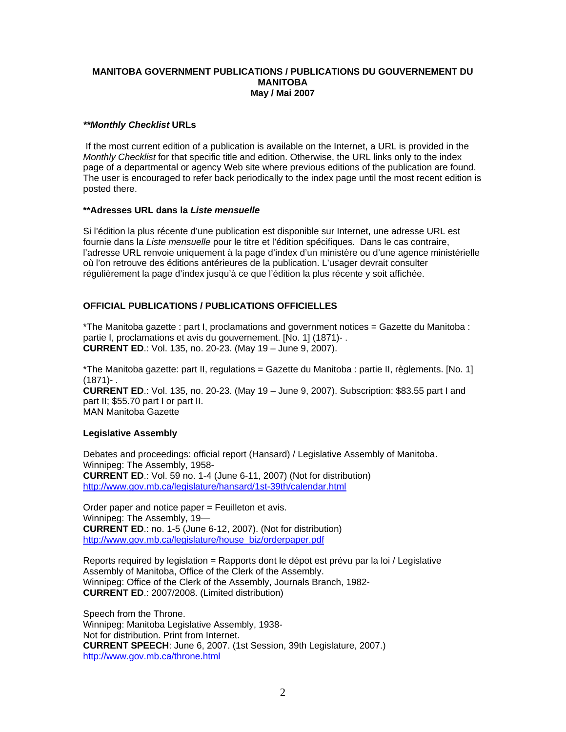**MANITOBA GOVERNMENT PUBLICATIONS / PUBLICATIONS DU GOUVERNEMENT DU MANITOBA**
**May / Mai 2007**

***\*\*Monthly Checklist* URLs**

If the most current edition of a publication is available on the Internet, a URL is provided in the *Monthly Checklist* for that specific title and edition. Otherwise, the URL links only to the index page of a departmental or agency Web site where previous editions of the publication are found. The user is encouraged to refer back periodically to the index page until the most recent edition is posted there.

**\*\*Adresses URL dans la *Liste mensuelle***

Si l'édition la plus récente d'une publication est disponible sur Internet, une adresse URL est fournie dans la *Liste mensuelle* pour le titre et l'édition spécifiques. Dans le cas contraire, l'adresse URL renvoie uniquement à la page d'index d'un ministère ou d'une agence ministérielle où l'on retrouve des éditions antérieures de la publication. L'usager devrait consulter régulièrement la page d'index jusqu'à ce que l'édition la plus récente y soit affichée.

**OFFICIAL PUBLICATIONS / PUBLICATIONS OFFICIELLES**

*The Manitoba gazette : part I, proclamations and government notices = Gazette du Manitoba : partie I, proclamations et avis du gouvernement. [No. 1] (1871)- .
**CURRENT ED**.: Vol. 135, no. 20-23. (May 19 – June 9, 2007).

*The Manitoba gazette: part II, regulations = Gazette du Manitoba : partie II, règlements. [No. 1] (1871)- .
**CURRENT ED**.: Vol. 135, no. 20-23. (May 19 – June 9, 2007). Subscription: $83.55 part I and part II; $55.70 part I or part II.
MAN Manitoba Gazette

**Legislative Assembly**

Debates and proceedings: official report (Hansard) / Legislative Assembly of Manitoba.
Winnipeg: The Assembly, 1958-
**CURRENT ED**.: Vol. 59 no. 1-4 (June 6-11, 2007) (Not for distribution)
http://www.gov.mb.ca/legislature/hansard/1st-39th/calendar.html

Order paper and notice paper = Feuilleton et avis.
Winnipeg: The Assembly, 19—
**CURRENT ED**.: no. 1-5 (June 6-12, 2007). (Not for distribution)
http://www.gov.mb.ca/legislature/house_biz/orderpaper.pdf

Reports required by legislation = Rapports dont le dépot est prévu par la loi / Legislative Assembly of Manitoba, Office of the Clerk of the Assembly.
Winnipeg: Office of the Clerk of the Assembly, Journals Branch, 1982-
**CURRENT ED**.: 2007/2008. (Limited distribution)

Speech from the Throne.
Winnipeg: Manitoba Legislative Assembly, 1938-
Not for distribution. Print from Internet.
**CURRENT SPEECH**: June 6, 2007. (1st Session, 39th Legislature, 2007.)
http://www.gov.mb.ca/throne.html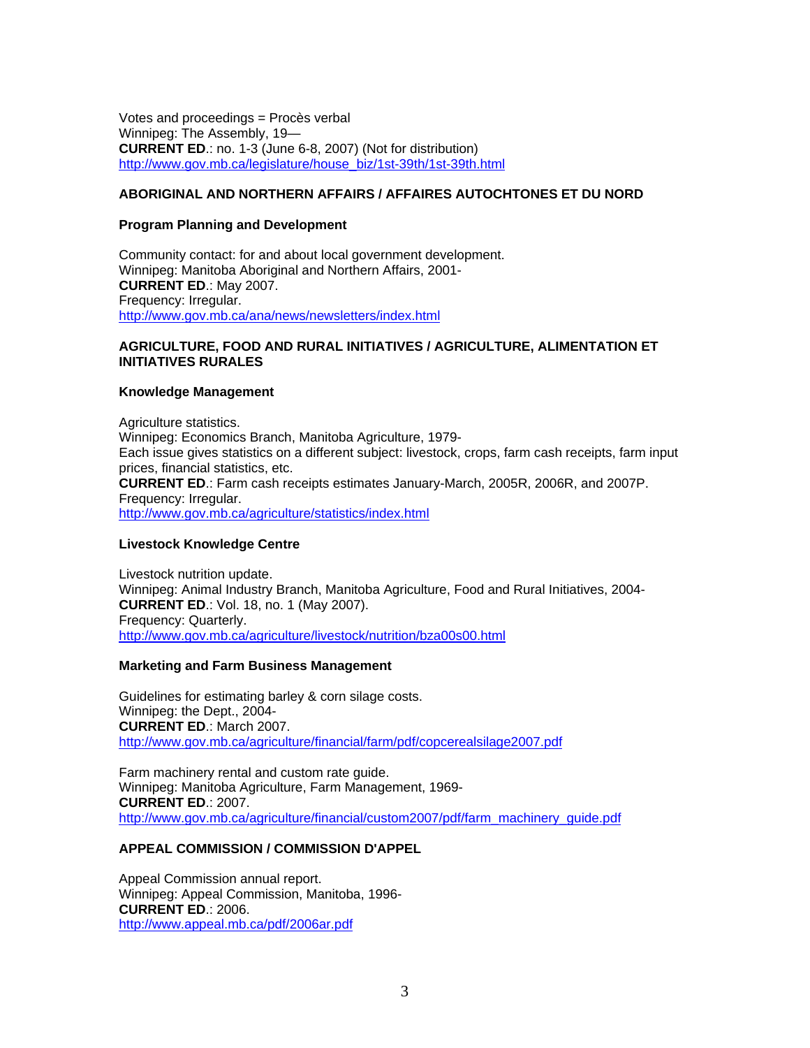Votes and proceedings = Procès verbal
Winnipeg: The Assembly, 19—
**CURRENT ED**.: no. 1-3 (June 6-8, 2007) (Not for distribution)
http://www.gov.mb.ca/legislature/house_biz/1st-39th/1st-39th.html

## ABORIGINAL AND NORTHERN AFFAIRS / AFFAIRES AUTOCHTONES ET DU NORD

### Program Planning and Development

Community contact: for and about local government development.
Winnipeg: Manitoba Aboriginal and Northern Affairs, 2001-
**CURRENT ED**.: May 2007.
Frequency: Irregular.
http://www.gov.mb.ca/ana/news/newsletters/index.html

## AGRICULTURE, FOOD AND RURAL INITIATIVES / AGRICULTURE, ALIMENTATION ET INITIATIVES RURALES

### Knowledge Management

Agriculture statistics.
Winnipeg: Economics Branch, Manitoba Agriculture, 1979-
Each issue gives statistics on a different subject: livestock, crops, farm cash receipts, farm input prices, financial statistics, etc.
**CURRENT ED**.: Farm cash receipts estimates January-March, 2005R, 2006R, and 2007P.
Frequency: Irregular.
http://www.gov.mb.ca/agriculture/statistics/index.html

### Livestock Knowledge Centre

Livestock nutrition update.
Winnipeg: Animal Industry Branch, Manitoba Agriculture, Food and Rural Initiatives, 2004-
**CURRENT ED**.: Vol. 18, no. 1 (May 2007).
Frequency: Quarterly.
http://www.gov.mb.ca/agriculture/livestock/nutrition/bza00s00.html

### Marketing and Farm Business Management

Guidelines for estimating barley & corn silage costs.
Winnipeg: the Dept., 2004-
**CURRENT ED**.: March 2007.
http://www.gov.mb.ca/agriculture/financial/farm/pdf/copcerealsilage2007.pdf

Farm machinery rental and custom rate guide.
Winnipeg: Manitoba Agriculture, Farm Management, 1969-
**CURRENT ED**.: 2007.
http://www.gov.mb.ca/agriculture/financial/custom2007/pdf/farm_machinery_guide.pdf

## APPEAL COMMISSION / COMMISSION D'APPEL

Appeal Commission annual report.
Winnipeg: Appeal Commission, Manitoba, 1996-
**CURRENT ED**.: 2006.
http://www.appeal.mb.ca/pdf/2006ar.pdf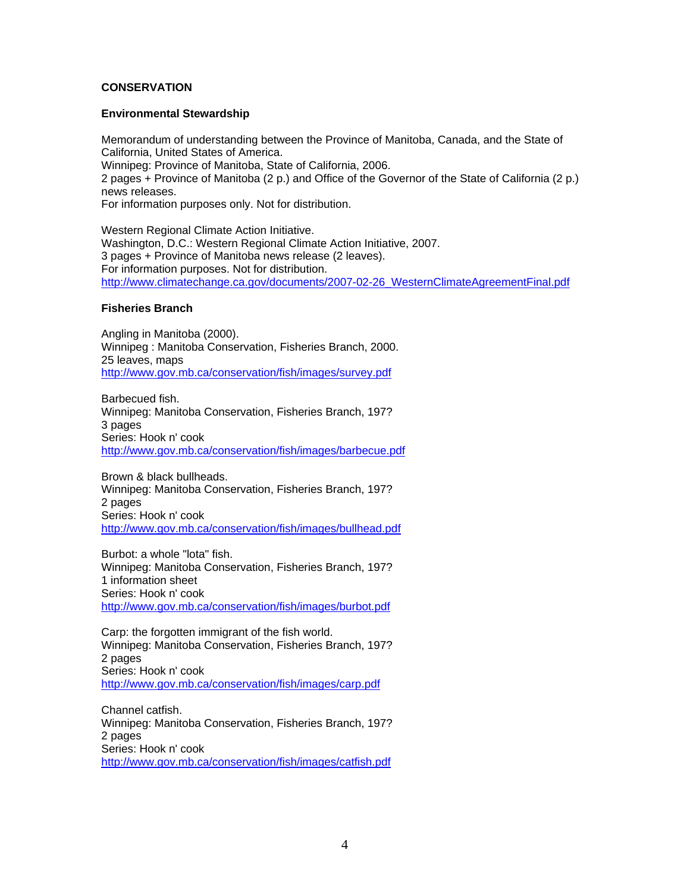## CONSERVATION

### Environmental Stewardship

Memorandum of understanding between the Province of Manitoba, Canada, and the State of California, United States of America.
Winnipeg: Province of Manitoba, State of California, 2006.
2 pages + Province of Manitoba (2 p.) and Office of the Governor of the State of California (2 p.) news releases.
For information purposes only. Not for distribution.

Western Regional Climate Action Initiative.
Washington, D.C.: Western Regional Climate Action Initiative, 2007.
3 pages + Province of Manitoba news release (2 leaves).
For information purposes. Not for distribution.
http://www.climatechange.ca.gov/documents/2007-02-26_WesternClimateAgreementFinal.pdf

### Fisheries Branch

Angling in Manitoba (2000).
Winnipeg : Manitoba Conservation, Fisheries Branch, 2000.
25 leaves, maps
http://www.gov.mb.ca/conservation/fish/images/survey.pdf

Barbecued fish.
Winnipeg: Manitoba Conservation, Fisheries Branch, 197?
3 pages
Series: Hook n' cook
http://www.gov.mb.ca/conservation/fish/images/barbecue.pdf

Brown & black bullheads.
Winnipeg: Manitoba Conservation, Fisheries Branch, 197?
2 pages
Series: Hook n' cook
http://www.gov.mb.ca/conservation/fish/images/bullhead.pdf

Burbot: a whole "lota" fish.
Winnipeg: Manitoba Conservation, Fisheries Branch, 197?
1 information sheet
Series: Hook n' cook
http://www.gov.mb.ca/conservation/fish/images/burbot.pdf

Carp: the forgotten immigrant of the fish world.
Winnipeg: Manitoba Conservation, Fisheries Branch, 197?
2 pages
Series: Hook n' cook
http://www.gov.mb.ca/conservation/fish/images/carp.pdf

Channel catfish.
Winnipeg: Manitoba Conservation, Fisheries Branch, 197?
2 pages
Series: Hook n' cook
http://www.gov.mb.ca/conservation/fish/images/catfish.pdf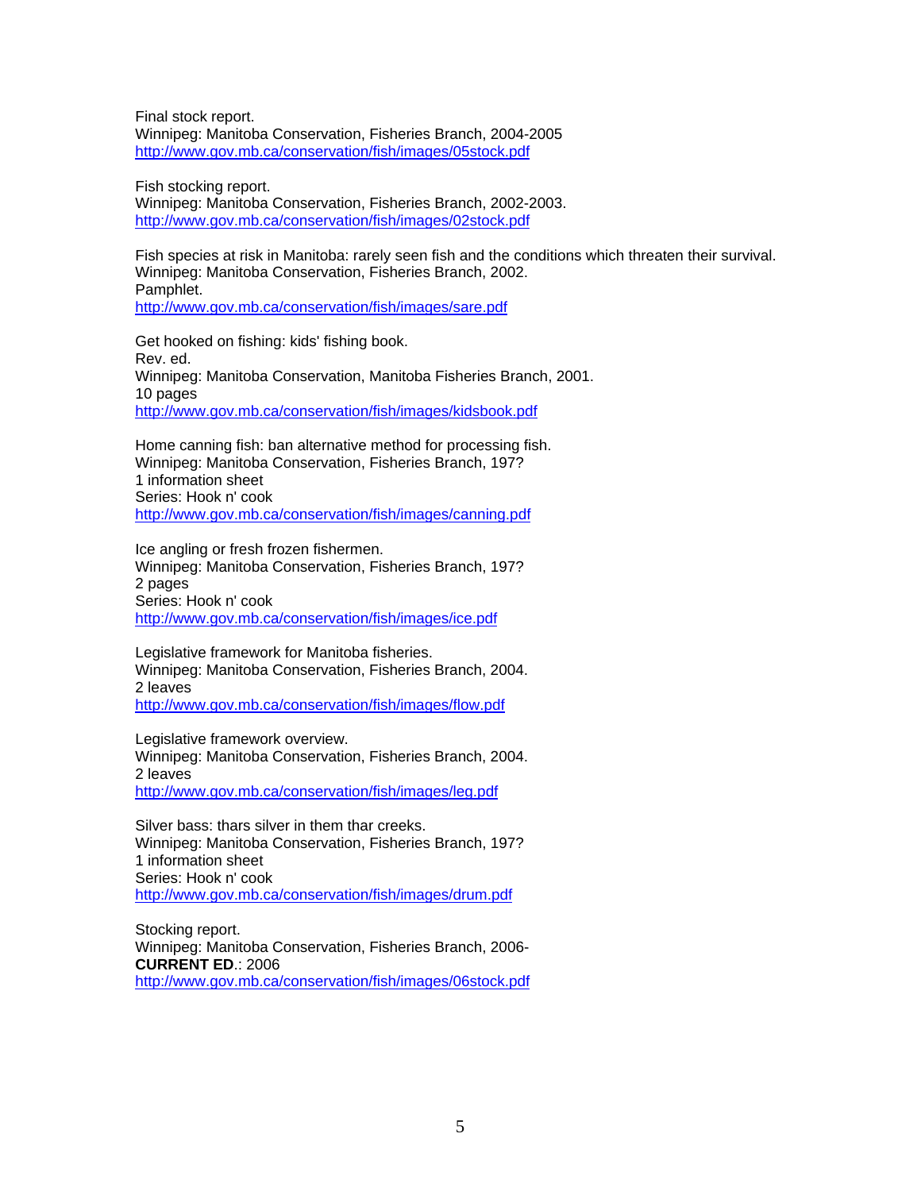Final stock report.
Winnipeg: Manitoba Conservation, Fisheries Branch, 2004-2005
http://www.gov.mb.ca/conservation/fish/images/05stock.pdf

Fish stocking report.
Winnipeg: Manitoba Conservation, Fisheries Branch, 2002-2003.
http://www.gov.mb.ca/conservation/fish/images/02stock.pdf

Fish species at risk in Manitoba: rarely seen fish and the conditions which threaten their survival.
Winnipeg: Manitoba Conservation, Fisheries Branch, 2002.
Pamphlet.
http://www.gov.mb.ca/conservation/fish/images/sare.pdf

Get hooked on fishing: kids' fishing book.
Rev. ed.
Winnipeg: Manitoba Conservation, Manitoba Fisheries Branch, 2001.
10 pages
http://www.gov.mb.ca/conservation/fish/images/kidsbook.pdf

Home canning fish: ban alternative method for processing fish.
Winnipeg: Manitoba Conservation, Fisheries Branch, 197?
1 information sheet
Series: Hook n' cook
http://www.gov.mb.ca/conservation/fish/images/canning.pdf

Ice angling or fresh frozen fishermen.
Winnipeg: Manitoba Conservation, Fisheries Branch, 197?
2 pages
Series: Hook n' cook
http://www.gov.mb.ca/conservation/fish/images/ice.pdf

Legislative framework for Manitoba fisheries.
Winnipeg: Manitoba Conservation, Fisheries Branch, 2004.
2 leaves
http://www.gov.mb.ca/conservation/fish/images/flow.pdf

Legislative framework overview.
Winnipeg: Manitoba Conservation, Fisheries Branch, 2004.
2 leaves
http://www.gov.mb.ca/conservation/fish/images/leg.pdf

Silver bass: thars silver in them thar creeks.
Winnipeg: Manitoba Conservation, Fisheries Branch, 197?
1 information sheet
Series: Hook n' cook
http://www.gov.mb.ca/conservation/fish/images/drum.pdf

Stocking report.
Winnipeg: Manitoba Conservation, Fisheries Branch, 2006-
**CURRENT ED**.: 2006
http://www.gov.mb.ca/conservation/fish/images/06stock.pdf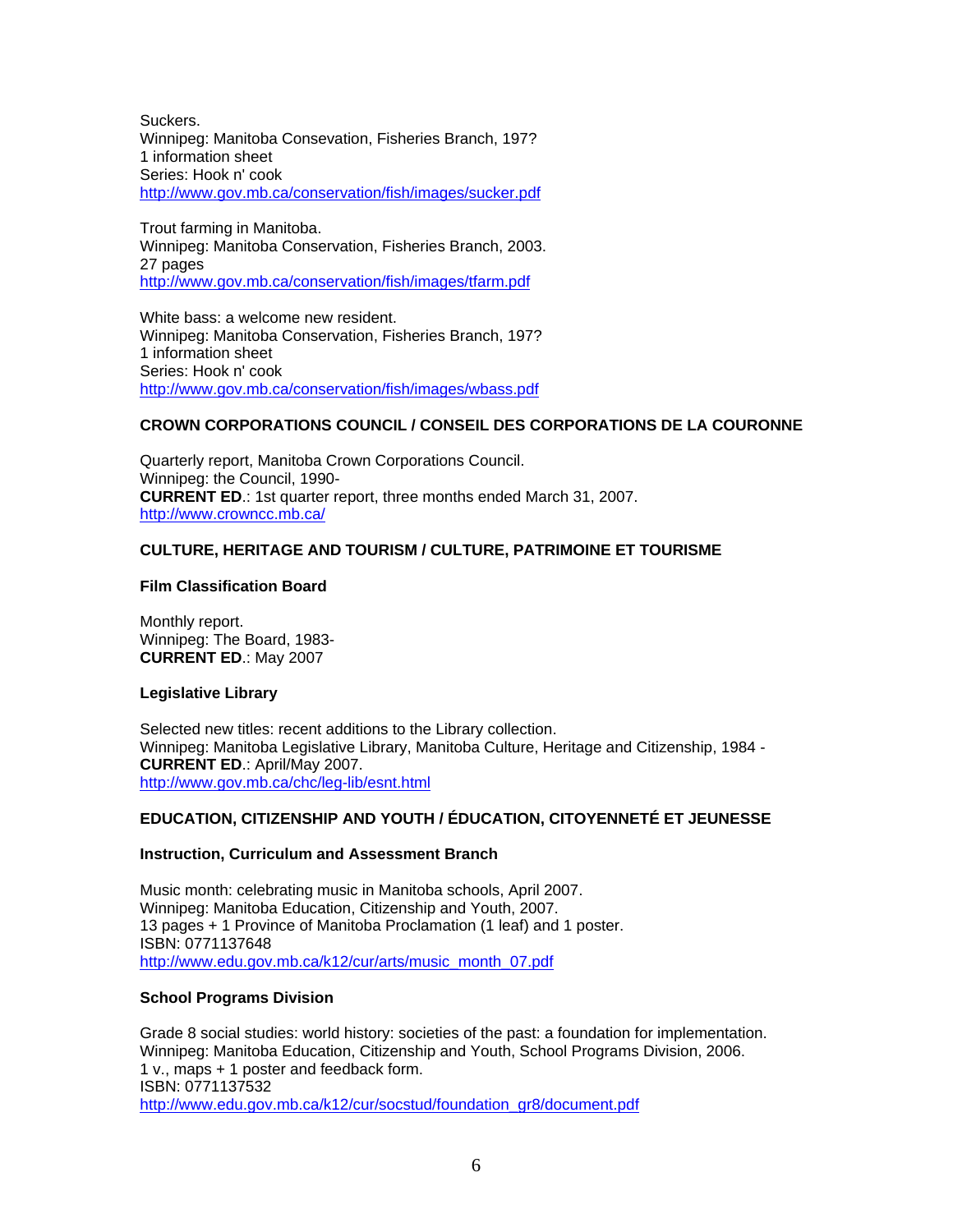Suckers.
Winnipeg: Manitoba Consevation, Fisheries Branch, 197?
1 information sheet
Series: Hook n' cook
http://www.gov.mb.ca/conservation/fish/images/sucker.pdf

Trout farming in Manitoba.
Winnipeg: Manitoba Conservation, Fisheries Branch, 2003.
27 pages
http://www.gov.mb.ca/conservation/fish/images/tfarm.pdf

White bass: a welcome new resident.
Winnipeg: Manitoba Conservation, Fisheries Branch, 197?
1 information sheet
Series: Hook n' cook
http://www.gov.mb.ca/conservation/fish/images/wbass.pdf

## CROWN CORPORATIONS COUNCIL / CONSEIL DES CORPORATIONS DE LA COURONNE

Quarterly report, Manitoba Crown Corporations Council.
Winnipeg: the Council, 1990-
**CURRENT ED**.: 1st quarter report, three months ended March 31, 2007.
http://www.crowncc.mb.ca/

## CULTURE, HERITAGE AND TOURISM / CULTURE, PATRIMOINE ET TOURISME

### Film Classification Board

Monthly report.
Winnipeg: The Board, 1983-
**CURRENT ED**.: May 2007

### Legislative Library

Selected new titles: recent additions to the Library collection.
Winnipeg: Manitoba Legislative Library, Manitoba Culture, Heritage and Citizenship, 1984 -
**CURRENT ED**.: April/May 2007.
http://www.gov.mb.ca/chc/leg-lib/esnt.html

## EDUCATION, CITIZENSHIP AND YOUTH / ÉDUCATION, CITOYENNETÉ ET JEUNESSE

### Instruction, Curriculum and Assessment Branch

Music month: celebrating music in Manitoba schools, April 2007.
Winnipeg: Manitoba Education, Citizenship and Youth, 2007.
13 pages + 1 Province of Manitoba Proclamation (1 leaf) and 1 poster.
ISBN: 0771137648
http://www.edu.gov.mb.ca/k12/cur/arts/music_month_07.pdf

### School Programs Division

Grade 8 social studies: world history: societies of the past: a foundation for implementation.
Winnipeg: Manitoba Education, Citizenship and Youth, School Programs Division, 2006.
1 v., maps + 1 poster and feedback form.
ISBN: 0771137532
http://www.edu.gov.mb.ca/k12/cur/socstud/foundation_gr8/document.pdf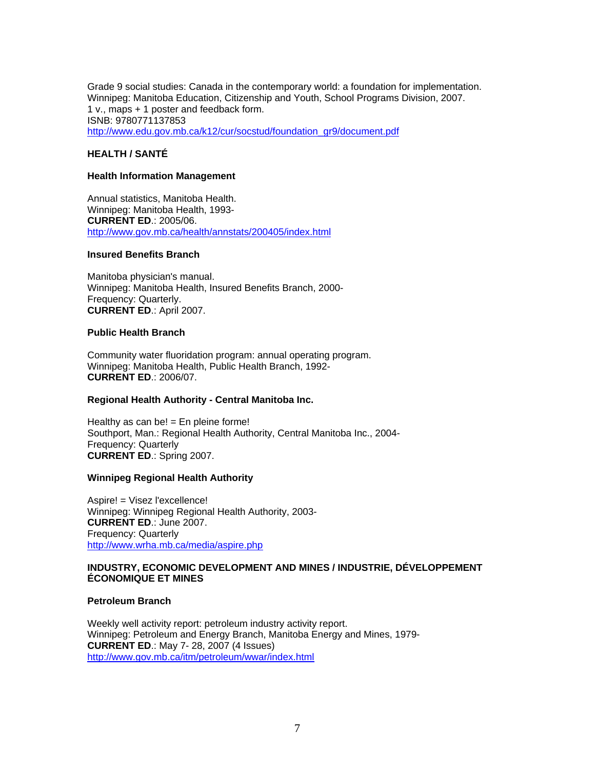Grade 9 social studies: Canada in the contemporary world: a foundation for implementation.
Winnipeg: Manitoba Education, Citizenship and Youth, School Programs Division, 2007.
1 v., maps + 1 poster and feedback form.
ISNB: 9780771137853
http://www.edu.gov.mb.ca/k12/cur/socstud/foundation_gr9/document.pdf

## HEALTH / SANTÉ

### Health Information Management

Annual statistics, Manitoba Health.
Winnipeg: Manitoba Health, 1993-
**CURRENT ED**.: 2005/06.
http://www.gov.mb.ca/health/annstats/200405/index.html

### Insured Benefits Branch

Manitoba physician's manual.
Winnipeg: Manitoba Health, Insured Benefits Branch, 2000-
Frequency: Quarterly.
**CURRENT ED**.: April 2007.

### Public Health Branch

Community water fluoridation program: annual operating program.
Winnipeg: Manitoba Health, Public Health Branch, 1992-
**CURRENT ED**.: 2006/07.

### Regional Health Authority - Central Manitoba Inc.

Healthy as can be! = En pleine forme!
Southport, Man.: Regional Health Authority, Central Manitoba Inc., 2004-
Frequency: Quarterly
**CURRENT ED**.: Spring 2007.

### Winnipeg Regional Health Authority

Aspire! = Visez l'excellence!
Winnipeg: Winnipeg Regional Health Authority, 2003-
**CURRENT ED**.: June 2007.
Frequency: Quarterly
http://www.wrha.mb.ca/media/aspire.php

## INDUSTRY, ECONOMIC DEVELOPMENT AND MINES / INDUSTRIE, DÉVELOPPEMENT ÉCONOMIQUE ET MINES

### Petroleum Branch

Weekly well activity report: petroleum industry activity report.
Winnipeg: Petroleum and Energy Branch, Manitoba Energy and Mines, 1979-
**CURRENT ED**.: May 7- 28, 2007 (4 Issues)
http://www.gov.mb.ca/itm/petroleum/wwar/index.html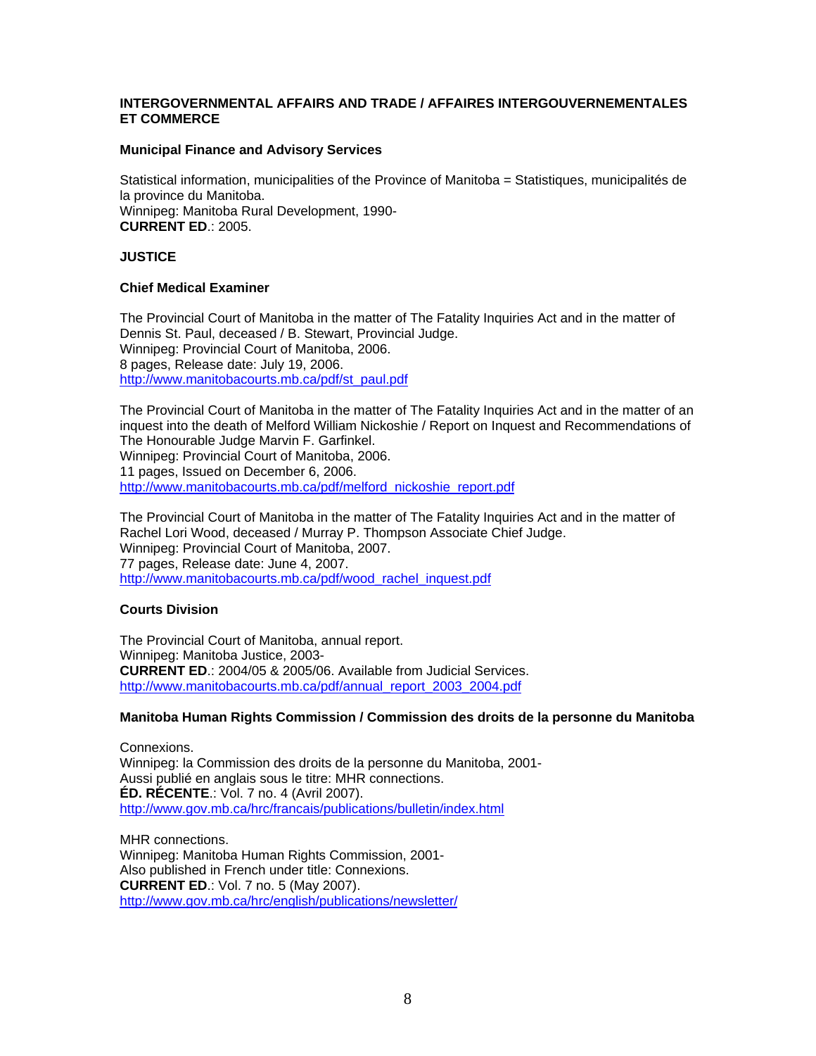**INTERGOVERNMENTAL AFFAIRS AND TRADE / AFFAIRES INTERGOUVERNEMENTALES ET COMMERCE**

**Municipal Finance and Advisory Services**

Statistical information, municipalities of the Province of Manitoba = Statistiques, municipalités de la province du Manitoba.
Winnipeg: Manitoba Rural Development, 1990-
**CURRENT ED**.: 2005.

**JUSTICE**

**Chief Medical Examiner**

The Provincial Court of Manitoba in the matter of The Fatality Inquiries Act and in the matter of Dennis St. Paul, deceased / B. Stewart, Provincial Judge.
Winnipeg: Provincial Court of Manitoba, 2006.
8 pages, Release date: July 19, 2006.
http://www.manitobacourts.mb.ca/pdf/st_paul.pdf

The Provincial Court of Manitoba in the matter of The Fatality Inquiries Act and in the matter of an inquest into the death of Melford William Nickoshie / Report on Inquest and Recommendations of The Honourable Judge Marvin F. Garfinkel.
Winnipeg: Provincial Court of Manitoba, 2006.
11 pages, Issued on December 6, 2006.
http://www.manitobacourts.mb.ca/pdf/melford_nickoshie_report.pdf

The Provincial Court of Manitoba in the matter of The Fatality Inquiries Act and in the matter of Rachel Lori Wood, deceased / Murray P. Thompson Associate Chief Judge.
Winnipeg: Provincial Court of Manitoba, 2007.
77 pages, Release date: June 4, 2007.
http://www.manitobacourts.mb.ca/pdf/wood_rachel_inquest.pdf

**Courts Division**

The Provincial Court of Manitoba, annual report.
Winnipeg: Manitoba Justice, 2003-
**CURRENT ED**.: 2004/05 & 2005/06. Available from Judicial Services.
http://www.manitobacourts.mb.ca/pdf/annual_report_2003_2004.pdf

**Manitoba Human Rights Commission / Commission des droits de la personne du Manitoba**

Connexions.
Winnipeg: la Commission des droits de la personne du Manitoba, 2001-
Aussi publié en anglais sous le titre: MHR connections.
**ÉD. RÉCENTE**.: Vol. 7 no. 4 (Avril 2007).
http://www.gov.mb.ca/hrc/francais/publications/bulletin/index.html

MHR connections.
Winnipeg: Manitoba Human Rights Commission, 2001-
Also published in French under title: Connexions.
**CURRENT ED**.: Vol. 7 no. 5 (May 2007).
http://www.gov.mb.ca/hrc/english/publications/newsletter/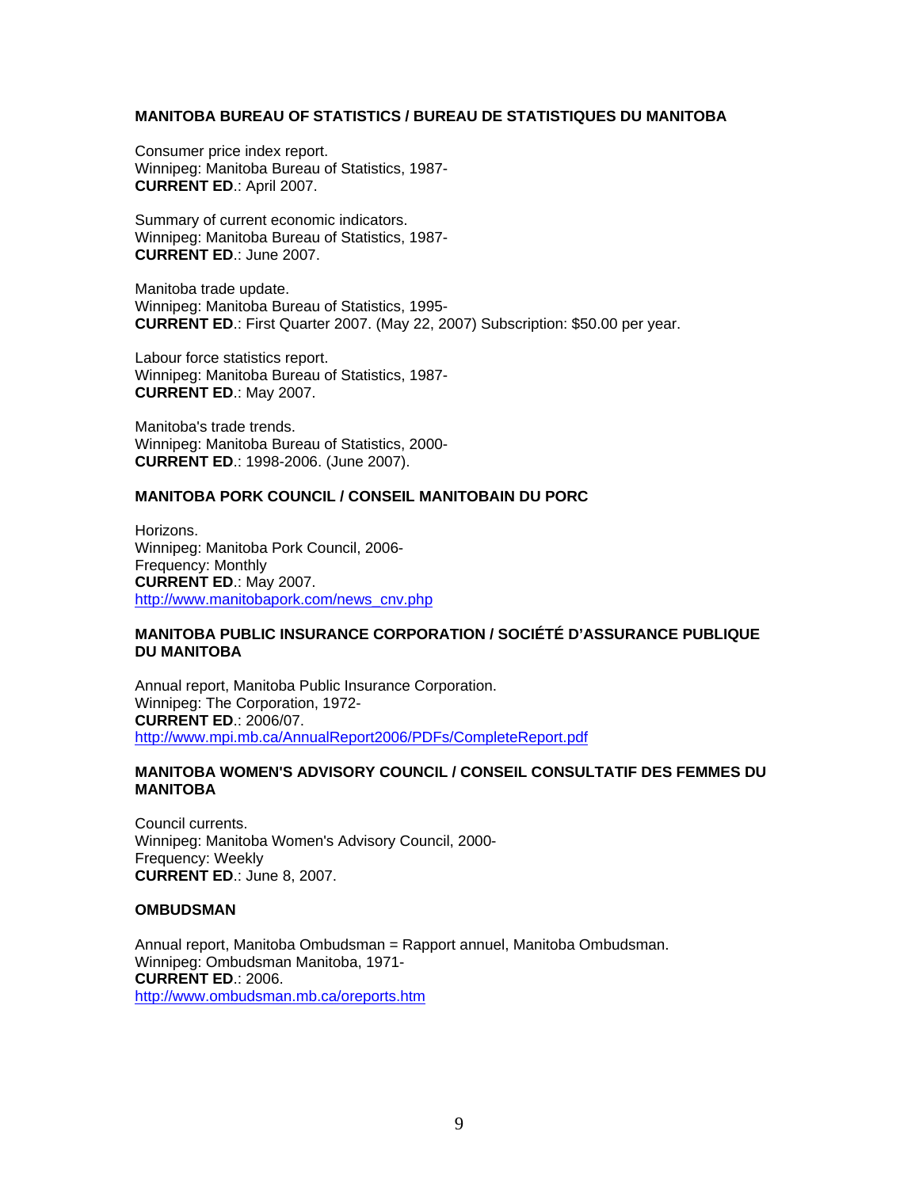### MANITOBA BUREAU OF STATISTICS / BUREAU DE STATISTIQUES DU MANITOBA

Consumer price index report.
Winnipeg: Manitoba Bureau of Statistics, 1987-
**CURRENT ED**.: April 2007.

Summary of current economic indicators.
Winnipeg: Manitoba Bureau of Statistics, 1987-
**CURRENT ED**.: June 2007.

Manitoba trade update.
Winnipeg: Manitoba Bureau of Statistics, 1995-
**CURRENT ED**.: First Quarter 2007. (May 22, 2007) Subscription: $50.00 per year.

Labour force statistics report.
Winnipeg: Manitoba Bureau of Statistics, 1987-
**CURRENT ED**.: May 2007.

Manitoba's trade trends.
Winnipeg: Manitoba Bureau of Statistics, 2000-
**CURRENT ED**.: 1998-2006. (June 2007).

### MANITOBA PORK COUNCIL / CONSEIL MANITOBAIN DU PORC

Horizons.
Winnipeg: Manitoba Pork Council, 2006-
Frequency: Monthly
**CURRENT ED**.: May 2007.
http://www.manitobapork.com/news_cnv.php

### MANITOBA PUBLIC INSURANCE CORPORATION / SOCIÉTÉ D'ASSURANCE PUBLIQUE DU MANITOBA

Annual report, Manitoba Public Insurance Corporation.
Winnipeg: The Corporation, 1972-
**CURRENT ED**.: 2006/07.
http://www.mpi.mb.ca/AnnualReport2006/PDFs/CompleteReport.pdf

### MANITOBA WOMEN'S ADVISORY COUNCIL / CONSEIL CONSULTATIF DES FEMMES DU MANITOBA

Council currents.
Winnipeg: Manitoba Women's Advisory Council, 2000-
Frequency: Weekly
**CURRENT ED**.: June 8, 2007.

### OMBUDSMAN

Annual report, Manitoba Ombudsman = Rapport annuel, Manitoba Ombudsman.
Winnipeg: Ombudsman Manitoba, 1971-
**CURRENT ED**.: 2006.
http://www.ombudsman.mb.ca/oreports.htm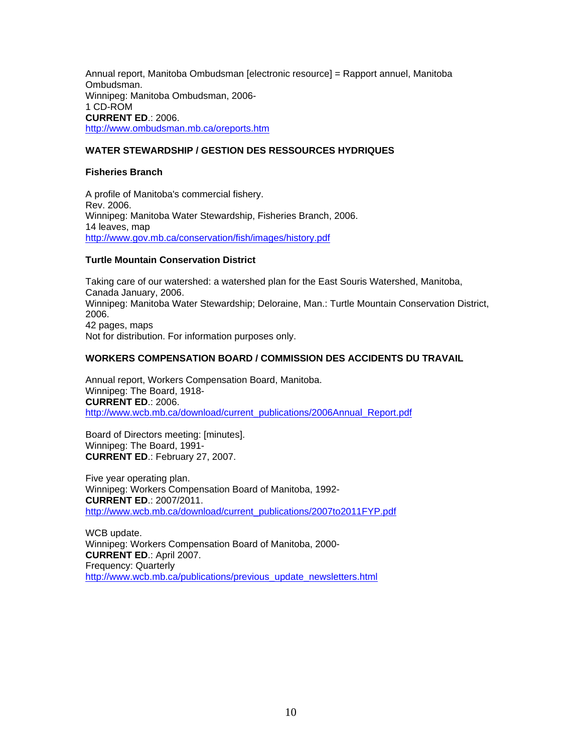Annual report, Manitoba Ombudsman [electronic resource] = Rapport annuel, Manitoba Ombudsman.
Winnipeg: Manitoba Ombudsman, 2006-
1 CD-ROM
**CURRENT ED**.: 2006.
http://www.ombudsman.mb.ca/oreports.htm

### WATER STEWARDSHIP / GESTION DES RESSOURCES HYDRIQUES

#### Fisheries Branch

A profile of Manitoba's commercial fishery.
Rev. 2006.
Winnipeg: Manitoba Water Stewardship, Fisheries Branch, 2006.
14 leaves, map
http://www.gov.mb.ca/conservation/fish/images/history.pdf

#### Turtle Mountain Conservation District

Taking care of our watershed: a watershed plan for the East Souris Watershed, Manitoba, Canada January, 2006.
Winnipeg: Manitoba Water Stewardship; Deloraine, Man.: Turtle Mountain Conservation District, 2006.
42 pages, maps
Not for distribution. For information purposes only.

### WORKERS COMPENSATION BOARD / COMMISSION DES ACCIDENTS DU TRAVAIL

Annual report, Workers Compensation Board, Manitoba.
Winnipeg: The Board, 1918-
**CURRENT ED**.: 2006.
http://www.wcb.mb.ca/download/current_publications/2006Annual_Report.pdf

Board of Directors meeting: [minutes].
Winnipeg: The Board, 1991-
**CURRENT ED**.: February 27, 2007.

Five year operating plan.
Winnipeg: Workers Compensation Board of Manitoba, 1992-
**CURRENT ED**.: 2007/2011.
http://www.wcb.mb.ca/download/current_publications/2007to2011FYP.pdf

WCB update.
Winnipeg: Workers Compensation Board of Manitoba, 2000-
**CURRENT ED**.: April 2007.
Frequency: Quarterly
http://www.wcb.mb.ca/publications/previous_update_newsletters.html